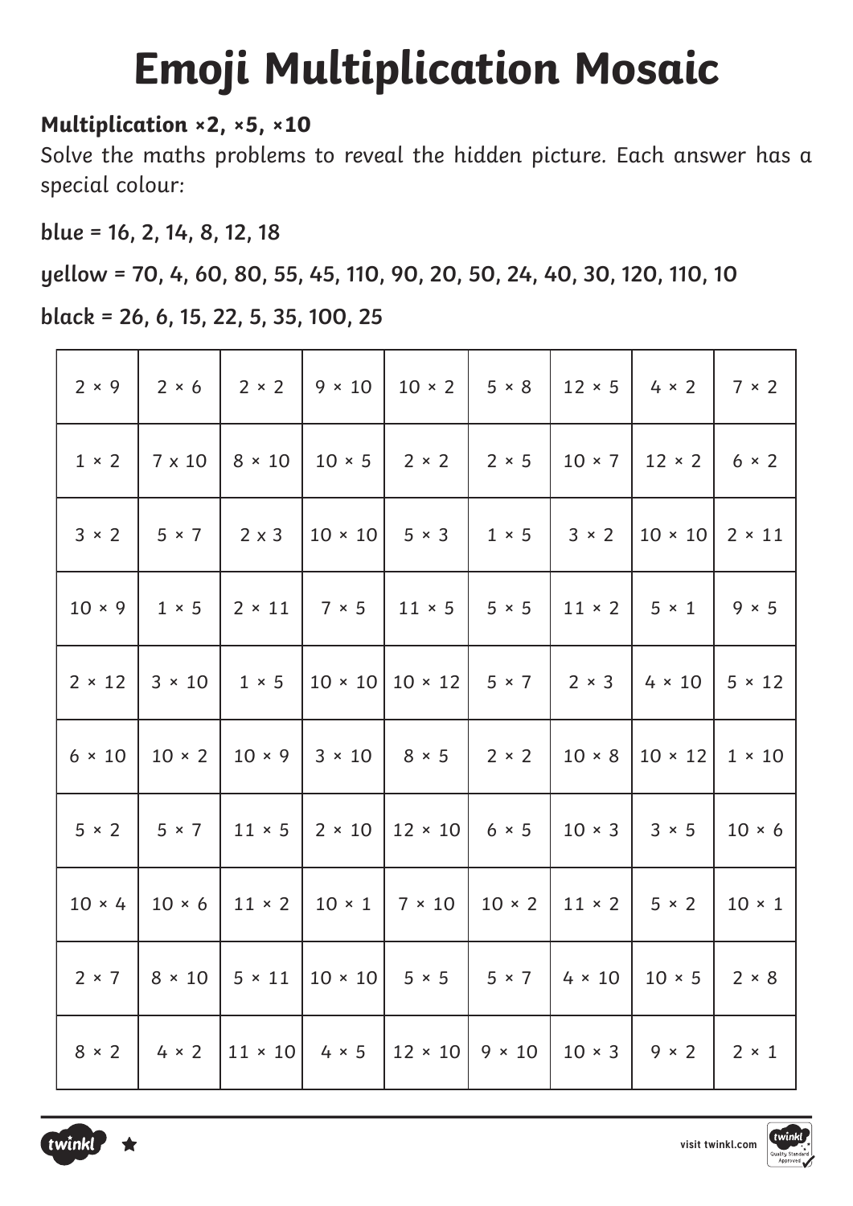# Emoji Multiplication Mosaic

**Multiplication ×2, ×5, ×10**

Solve the maths problems to reveal the hidden picture. Each answer has a special colour:

**blue = 16, 2, 14, 8, 12, 18**

**yellow = 70, 4, 60, 80, 55, 45, 110, 90, 20, 50, 24, 40, 30, 120, 110, 10**

**black = 26, 6, 15, 22, 5, 35, 100, 25**

| | | | | | | | | |
|---|---|---|---|---|---|---|---|---|
| 2 × 9 | 2 × 6 | 2 × 2 | 9 × 10 | 10 × 2 | 5 × 8 | 12 × 5 | 4 × 2 | 7 × 2 |
| 1 × 2 | 7 x 10 | 8 × 10 | 10 × 5 | 2 × 2 | 2 × 5 | 10 × 7 | 12 × 2 | 6 × 2 |
| 3 × 2 | 5 × 7 | 2 x 3 | 10 × 10 | 5 × 3 | 1 × 5 | 3 × 2 | 10 × 10 | 2 × 11 |
| 10 × 9 | 1 × 5 | 2 × 11 | 7 × 5 | 11 × 5 | 5 × 5 | 11 × 2 | 5 × 1 | 9 × 5 |
| 2 × 12 | 3 × 10 | 1 × 5 | 10 × 10 | 10 × 12 | 5 × 7 | 2 × 3 | 4 × 10 | 5 × 12 |
| 6 × 10 | 10 × 2 | 10 × 9 | 3 × 10 | 8 × 5 | 2 × 2 | 10 × 8 | 10 × 12 | 1 × 10 |
| 5 × 2 | 5 × 7 | 11 × 5 | 2 × 10 | 12 × 10 | 6 × 5 | 10 × 3 | 3 × 5 | 10 × 6 |
| 10 × 4 | 10 × 6 | 11 × 2 | 10 × 1 | 7 × 10 | 10 × 2 | 11 × 2 | 5 × 2 | 10 × 1 |
| 2 × 7 | 8 × 10 | 5 × 11 | 10 × 10 | 5 × 5 | 5 × 7 | 4 × 10 | 10 × 5 | 2 × 8 |
| 8 × 2 | 4 × 2 | 11 × 10 | 4 × 5 | 12 × 10 | 9 × 10 | 10 × 3 | 9 × 2 | 2 × 1 |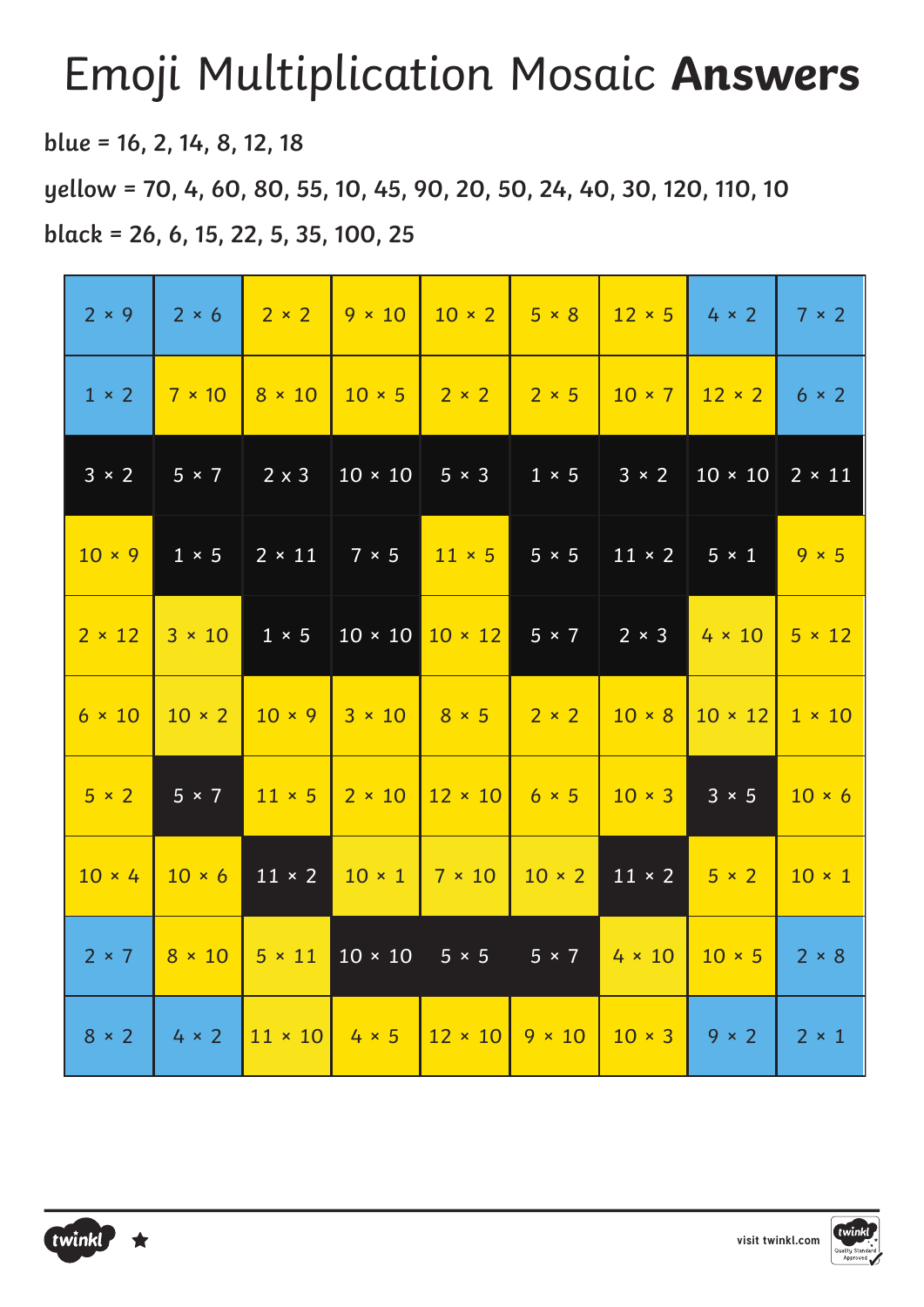# Emoji Multiplication Mosaic **Answers**

**blue = 16, 2, 14, 8, 12, 18**

**yellow = 70, 4, 60, 80, 55, 10, 45, 90, 20, 50, 24, 40, 30, 120, 110, 10**

**black = 26, 6, 15, 22, 5, 35, 100, 25**

| | | | | | | | | |
|---|---|---|---|---|---|---|---|---|
| 2 × 9 | 2 × 6 | 2 × 2 | 9 × 10 | 10 × 2 | 5 × 8 | 12 × 5 | 4 × 2 | 7 × 2 |
| 1 × 2 | 7 × 10 | 8 × 10 | 10 × 5 | 2 × 2 | 2 × 5 | 10 × 7 | 12 × 2 | 6 × 2 |
| 3 × 2 | 5 × 7 | 2 x 3 | 10 × 10 | 5 × 3 | 1 × 5 | 3 × 2 | 10 × 10 | 2 × 11 |
| 10 × 9 | 1 × 5 | 2 × 11 | 7 × 5 | 11 × 5 | 5 × 5 | 11 × 2 | 5 × 1 | 9 × 5 |
| 2 × 12 | 3 × 10 | 1 × 5 | 10 × 10 | 10 × 12 | 5 × 7 | 2 × 3 | 4 × 10 | 5 × 12 |
| 6 × 10 | 10 × 2 | 10 × 9 | 3 × 10 | 8 × 5 | 2 × 2 | 10 × 8 | 10 × 12 | 1 × 10 |
| 5 × 2 | 5 × 7 | 11 × 5 | 2 × 10 | 12 × 10 | 6 × 5 | 10 × 3 | 3 × 5 | 10 × 6 |
| 10 × 4 | 10 × 6 | 11 × 2 | 10 × 1 | 7 × 10 | 10 × 2 | 11 × 2 | 5 × 2 | 10 × 1 |
| 2 × 7 | 8 × 10 | 5 × 11 | 10 × 10 | 5 × 5 | 5 × 7 | 4 × 10 | 10 × 5 | 2 × 8 |
| 8 × 2 | 4 × 2 | 11 × 10 | 4 × 5 | 12 × 10 | 9 × 10 | 10 × 3 | 9 × 2 | 2 × 1 |